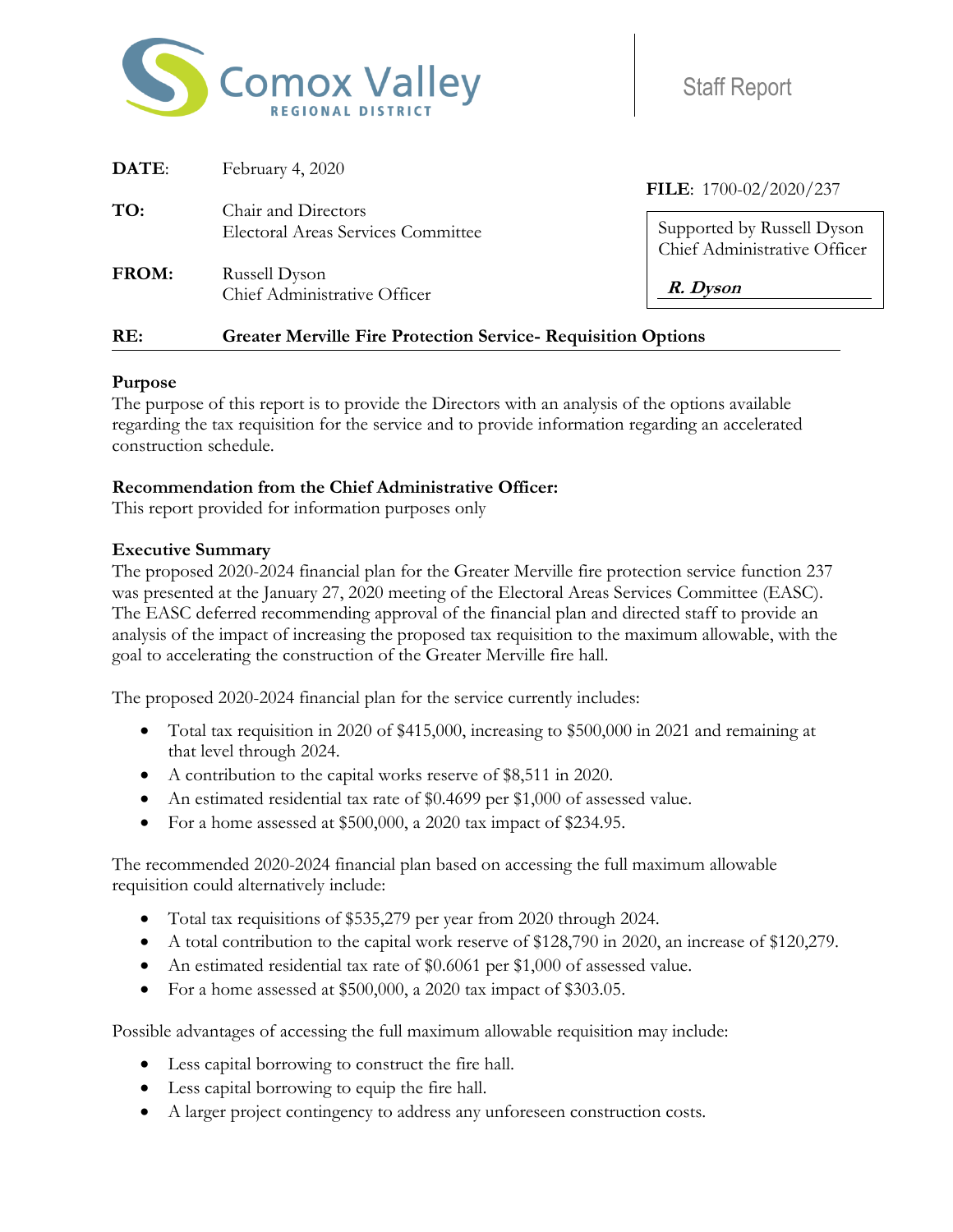Comox Valley REGIONAL DISTRICT

Staff Report

**DATE**: February 4, 2020

**FILE**: 1700-02/2020/237

**TO**: Chair and Directors
Electoral Areas Services Committee

Supported by Russell Dyson
Chief Administrative Officer

***R. Dyson***

**FROM**: Russell Dyson
Chief Administrative Officer

**RE**: **Greater Merville Fire Protection Service- Requisition Options**

**Purpose**

The purpose of this report is to provide the Directors with an analysis of the options available regarding the tax requisition for the service and to provide information regarding an accelerated construction schedule.

**Recommendation from the Chief Administrative Officer:**

This report provided for information purposes only

**Executive Summary**

The proposed 2020-2024 financial plan for the Greater Merville fire protection service function 237 was presented at the January 27, 2020 meeting of the Electoral Areas Services Committee (EASC). The EASC deferred recommending approval of the financial plan and directed staff to provide an analysis of the impact of increasing the proposed tax requisition to the maximum allowable, with the goal to accelerating the construction of the Greater Merville fire hall.

The proposed 2020-2024 financial plan for the service currently includes:

- Total tax requisition in 2020 of $415,000, increasing to $500,000 in 2021 and remaining at that level through 2024.
- A contribution to the capital works reserve of $8,511 in 2020.
- An estimated residential tax rate of $0.4699 per $1,000 of assessed value.
- For a home assessed at $500,000, a 2020 tax impact of $234.95.

The recommended 2020-2024 financial plan based on accessing the full maximum allowable requisition could alternatively include:

- Total tax requisitions of $535,279 per year from 2020 through 2024.
- A total contribution to the capital work reserve of $128,790 in 2020, an increase of $120,279.
- An estimated residential tax rate of $0.6061 per $1,000 of assessed value.
- For a home assessed at $500,000, a 2020 tax impact of $303.05.

Possible advantages of accessing the full maximum allowable requisition may include:

- Less capital borrowing to construct the fire hall.
- Less capital borrowing to equip the fire hall.
- A larger project contingency to address any unforeseen construction costs.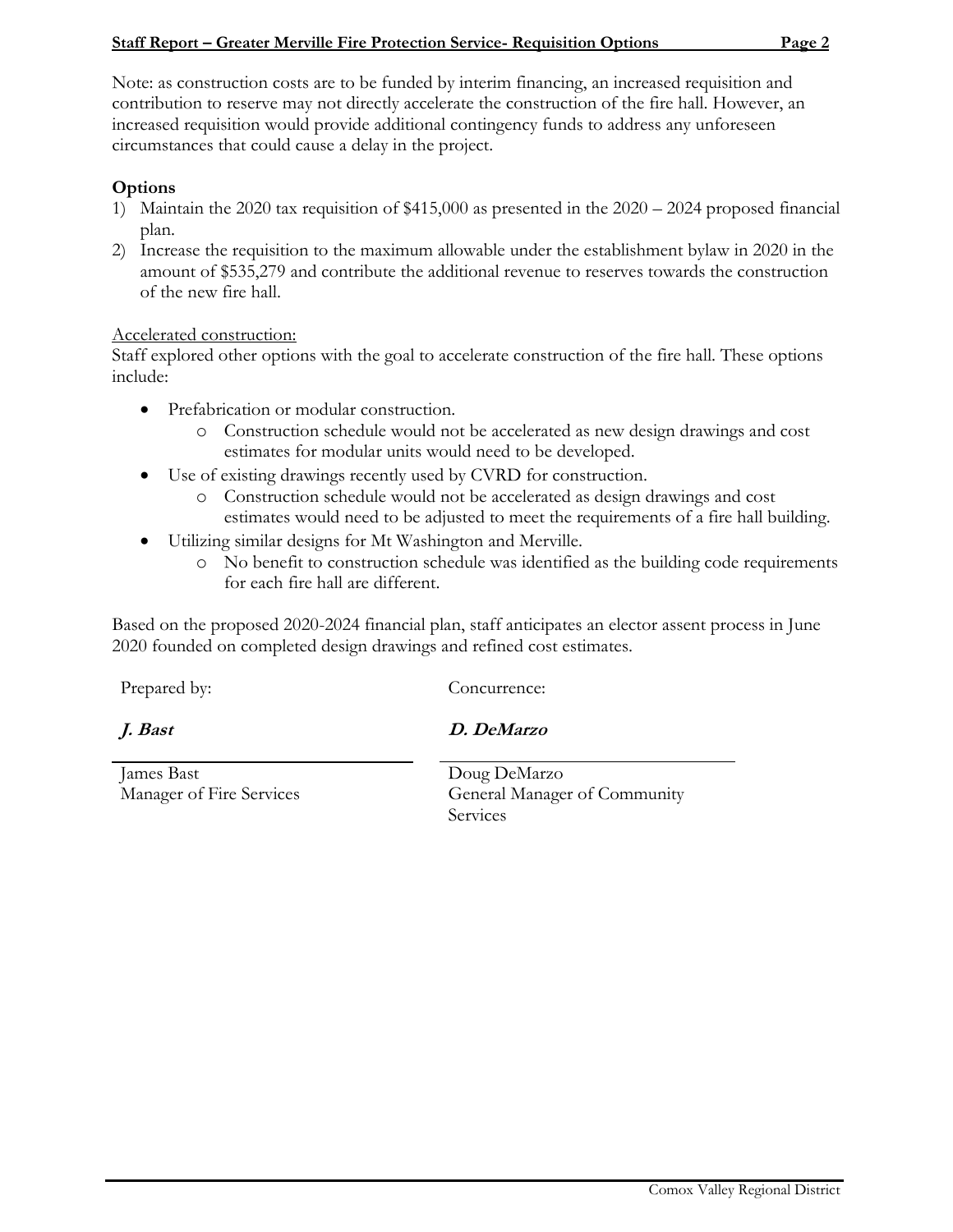Note: as construction costs are to be funded by interim financing, an increased requisition and contribution to reserve may not directly accelerate the construction of the fire hall. However, an increased requisition would provide additional contingency funds to address any unforeseen circumstances that could cause a delay in the project.

**Options**

1) Maintain the 2020 tax requisition of $415,000 as presented in the 2020 – 2024 proposed financial plan.
2) Increase the requisition to the maximum allowable under the establishment bylaw in 2020 in the amount of $535,279 and contribute the additional revenue to reserves towards the construction of the new fire hall.

Accelerated construction:
Staff explored other options with the goal to accelerate construction of the fire hall. These options include:

- Prefabrication or modular construction.
  - Construction schedule would not be accelerated as new design drawings and cost estimates for modular units would need to be developed.
- Use of existing drawings recently used by CVRD for construction.
  - Construction schedule would not be accelerated as design drawings and cost estimates would need to be adjusted to meet the requirements of a fire hall building.
- Utilizing similar designs for Mt Washington and Merville.
  - No benefit to construction schedule was identified as the building code requirements for each fire hall are different.

Based on the proposed 2020-2024 financial plan, staff anticipates an elector assent process in June 2020 founded on completed design drawings and refined cost estimates.

| Prepared by: | Concurrence: |
|---|---|
| ***J. Bast*** | ***D. DeMarzo*** |
| James Bast<br>Manager of Fire Services | Doug DeMarzo<br>General Manager of Community Services |